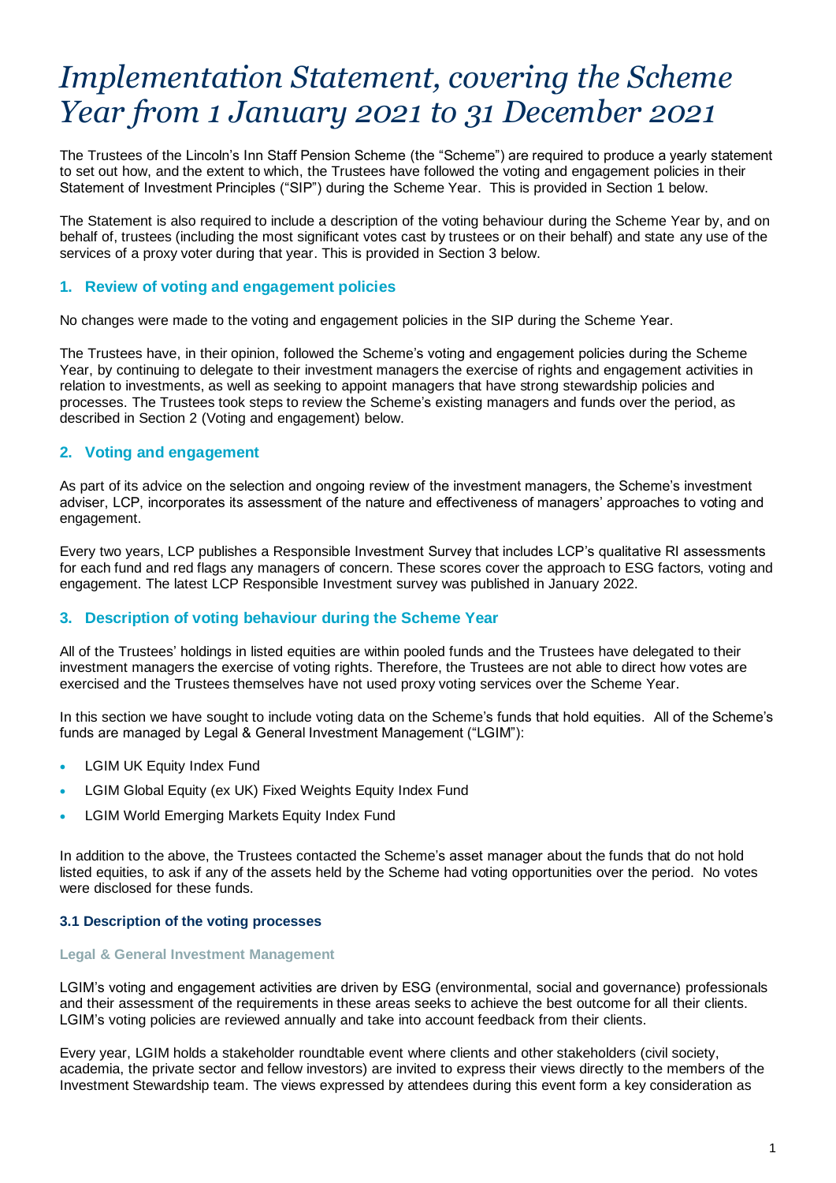# *Implementation Statement, covering the Scheme Year from 1 January 2021 to 31 December 2021*

The Trustees of the Lincoln's Inn Staff Pension Scheme (the "Scheme") are required to produce a yearly statement to set out how, and the extent to which, the Trustees have followed the voting and engagement policies in their Statement of Investment Principles ("SIP") during the Scheme Year. This is provided in Section 1 below.

The Statement is also required to include a description of the voting behaviour during the Scheme Year by, and on behalf of, trustees (including the most significant votes cast by trustees or on their behalf) and state any use of the services of a proxy voter during that year. This is provided in Section 3 below.

## 1. Review of voting and engagement policies

No changes were made to the voting and engagement policies in the SIP during the Scheme Year.

The Trustees have, in their opinion, followed the Scheme's voting and engagement policies during the Scheme Year, by continuing to delegate to their investment managers the exercise of rights and engagement activities in relation to investments, as well as seeking to appoint managers that have strong stewardship policies and processes. The Trustees took steps to review the Scheme's existing managers and funds over the period, as described in Section 2 (Voting and engagement) below.

## 2. Voting and engagement

As part of its advice on the selection and ongoing review of the investment managers, the Scheme's investment adviser, LCP, incorporates its assessment of the nature and effectiveness of managers' approaches to voting and engagement.

Every two years, LCP publishes a Responsible Investment Survey that includes LCP's qualitative RI assessments for each fund and red flags any managers of concern. These scores cover the approach to ESG factors, voting and engagement. The latest LCP Responsible Investment survey was published in January 2022.

## 3. Description of voting behaviour during the Scheme Year

All of the Trustees' holdings in listed equities are within pooled funds and the Trustees have delegated to their investment managers the exercise of voting rights. Therefore, the Trustees are not able to direct how votes are exercised and the Trustees themselves have not used proxy voting services over the Scheme Year.

In this section we have sought to include voting data on the Scheme's funds that hold equities. All of the Scheme's funds are managed by Legal & General Investment Management ("LGIM"):

- LGIM UK Equity Index Fund
- LGIM Global Equity (ex UK) Fixed Weights Equity Index Fund
- LGIM World Emerging Markets Equity Index Fund

In addition to the above, the Trustees contacted the Scheme's asset manager about the funds that do not hold listed equities, to ask if any of the assets held by the Scheme had voting opportunities over the period. No votes were disclosed for these funds.

### 3.1 Description of the voting processes

#### Legal & General Investment Management

LGIM's voting and engagement activities are driven by ESG (environmental, social and governance) professionals and their assessment of the requirements in these areas seeks to achieve the best outcome for all their clients. LGIM's voting policies are reviewed annually and take into account feedback from their clients.

Every year, LGIM holds a stakeholder roundtable event where clients and other stakeholders (civil society, academia, the private sector and fellow investors) are invited to express their views directly to the members of the Investment Stewardship team. The views expressed by attendees during this event form a key consideration as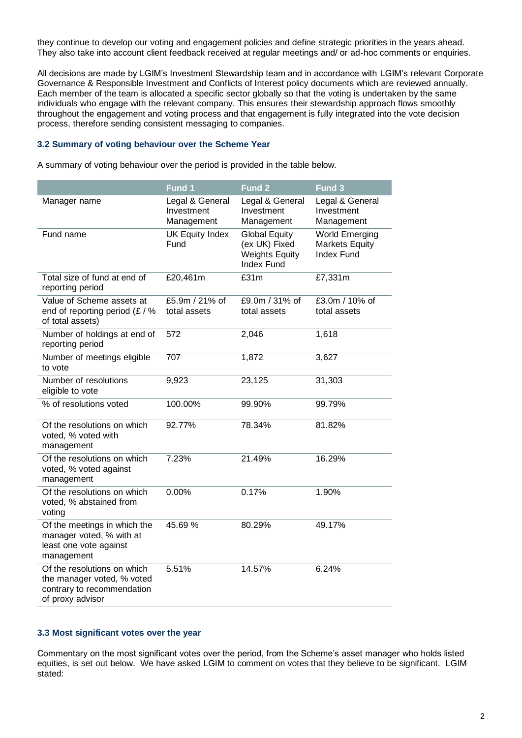they continue to develop our voting and engagement policies and define strategic priorities in the years ahead. They also take into account client feedback received at regular meetings and/ or ad-hoc comments or enquiries.

All decisions are made by LGIM's Investment Stewardship team and in accordance with LGIM's relevant Corporate Governance & Responsible Investment and Conflicts of Interest policy documents which are reviewed annually. Each member of the team is allocated a specific sector globally so that the voting is undertaken by the same individuals who engage with the relevant company. This ensures their stewardship approach flows smoothly throughout the engagement and voting process and that engagement is fully integrated into the vote decision process, therefore sending consistent messaging to companies.

### 3.2 Summary of voting behaviour over the Scheme Year

A summary of voting behaviour over the period is provided in the table below.

| | Fund 1 | Fund 2 | Fund 3 |
|---|---|---|---|
| Manager name | Legal & General Investment Management | Legal & General Investment Management | Legal & General Investment Management |
| Fund name | UK Equity Index Fund | Global Equity (ex UK) Fixed Weights Equity Index Fund | World Emerging Markets Equity Index Fund |
| Total size of fund at end of reporting period | £20,461m | £31m | £7,331m |
| Value of Scheme assets at end of reporting period (£ / % of total assets) | £5.9m / 21% of total assets | £9.0m / 31% of total assets | £3.0m / 10% of total assets |
| Number of holdings at end of reporting period | 572 | 2,046 | 1,618 |
| Number of meetings eligible to vote | 707 | 1,872 | 3,627 |
| Number of resolutions eligible to vote | 9,923 | 23,125 | 31,303 |
| % of resolutions voted | 100.00% | 99.90% | 99.79% |
| Of the resolutions on which voted, % voted with management | 92.77% | 78.34% | 81.82% |
| Of the resolutions on which voted, % voted against management | 7.23% | 21.49% | 16.29% |
| Of the resolutions on which voted, % abstained from voting | 0.00% | 0.17% | 1.90% |
| Of the meetings in which the manager voted, % with at least one vote against management | 45.69 % | 80.29% | 49.17% |
| Of the resolutions on which the manager voted, % voted contrary to recommendation of proxy advisor | 5.51% | 14.57% | 6.24% |

### 3.3 Most significant votes over the year

Commentary on the most significant votes over the period, from the Scheme's asset manager who holds listed equities, is set out below. We have asked LGIM to comment on votes that they believe to be significant. LGIM stated: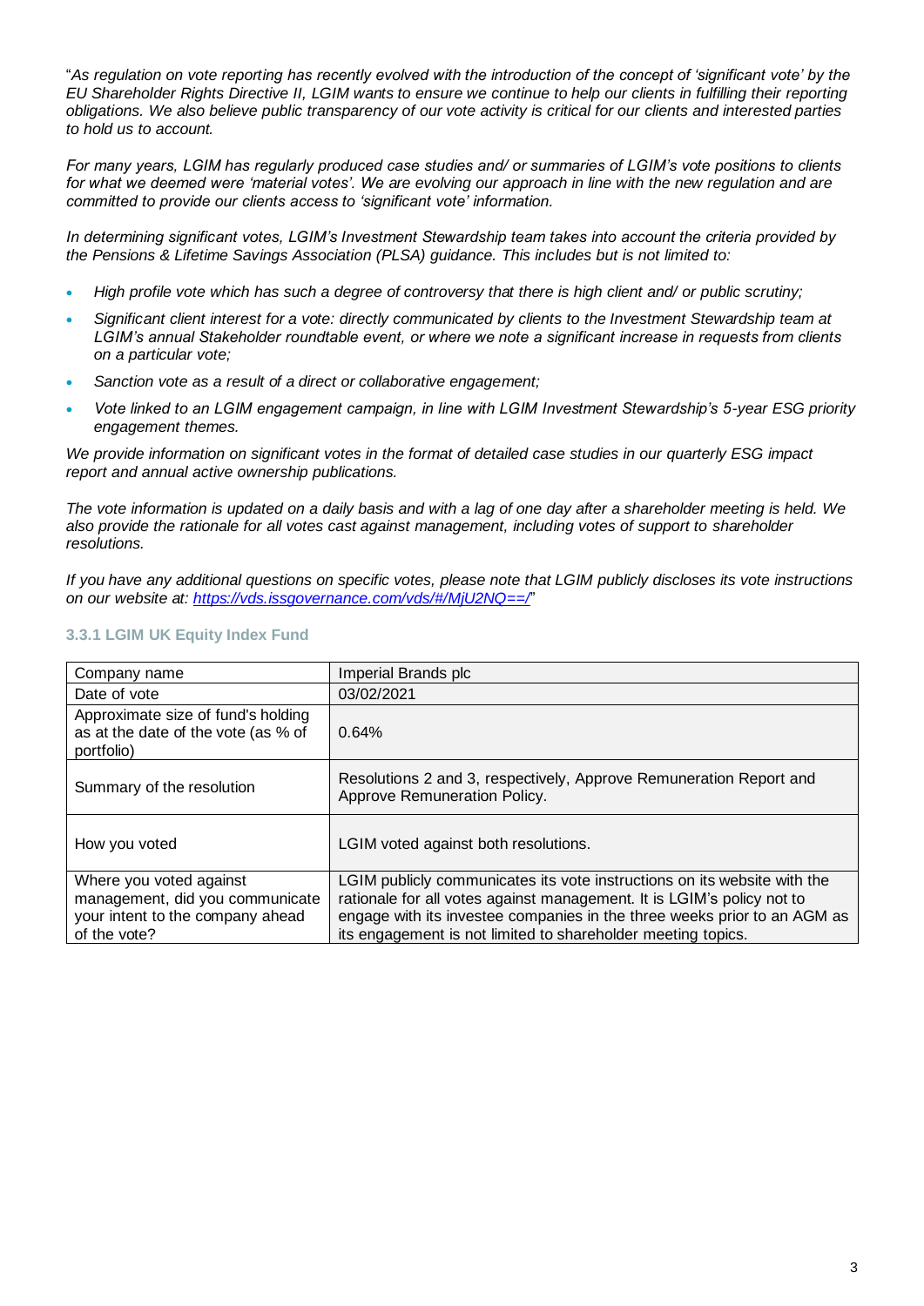"*As regulation on vote reporting has recently evolved with the introduction of the concept of 'significant vote' by the EU Shareholder Rights Directive II, LGIM wants to ensure we continue to help our clients in fulfilling their reporting obligations. We also believe public transparency of our vote activity is critical for our clients and interested parties to hold us to account.*

*For many years, LGIM has regularly produced case studies and/ or summaries of LGIM's vote positions to clients for what we deemed were 'material votes'. We are evolving our approach in line with the new regulation and are committed to provide our clients access to 'significant vote' information.*

*In determining significant votes, LGIM's Investment Stewardship team takes into account the criteria provided by the Pensions & Lifetime Savings Association (PLSA) guidance. This includes but is not limited to:*

- *High profile vote which has such a degree of controversy that there is high client and/ or public scrutiny;*
- *Significant client interest for a vote: directly communicated by clients to the Investment Stewardship team at LGIM's annual Stakeholder roundtable event, or where we note a significant increase in requests from clients on a particular vote;*
- *Sanction vote as a result of a direct or collaborative engagement;*
- *Vote linked to an LGIM engagement campaign, in line with LGIM Investment Stewardship's 5-year ESG priority engagement themes.*

*We provide information on significant votes in the format of detailed case studies in our quarterly ESG impact report and annual active ownership publications.*

*The vote information is updated on a daily basis and with a lag of one day after a shareholder meeting is held. We also provide the rationale for all votes cast against management, including votes of support to shareholder resolutions.*

*If you have any additional questions on specific votes, please note that LGIM publicly discloses its vote instructions on our website at: https://vds.issgovernance.com/vds/#/MjU2NQ==/*"

### 3.3.1 LGIM UK Equity Index Fund

| Company name | Imperial Brands plc |
|---|---|
| Date of vote | 03/02/2021 |
| Approximate size of fund's holding as at the date of the vote (as % of portfolio) | 0.64% |
| Summary of the resolution | Resolutions 2 and 3, respectively, Approve Remuneration Report and Approve Remuneration Policy. |
| How you voted | LGIM voted against both resolutions. |
| Where you voted against management, did you communicate your intent to the company ahead of the vote? | LGIM publicly communicates its vote instructions on its website with the rationale for all votes against management. It is LGIM's policy not to engage with its investee companies in the three weeks prior to an AGM as its engagement is not limited to shareholder meeting topics. |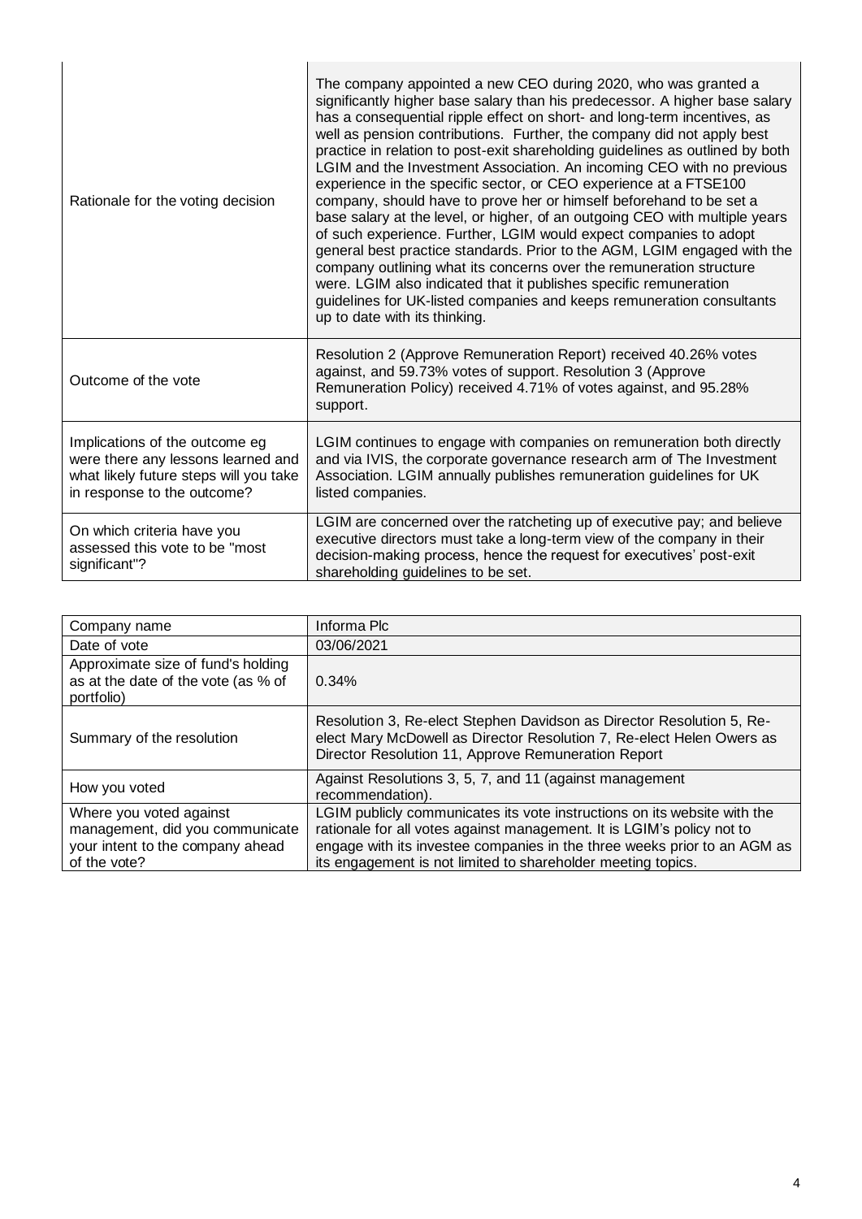| | |
|---|---|
| Rationale for the voting decision | The company appointed a new CEO during 2020, who was granted a significantly higher base salary than his predecessor. A higher base salary has a consequential ripple effect on short- and long-term incentives, as well as pension contributions. Further, the company did not apply best practice in relation to post-exit shareholding guidelines as outlined by both LGIM and the Investment Association. An incoming CEO with no previous experience in the specific sector, or CEO experience at a FTSE100 company, should have to prove her or himself beforehand to be set a base salary at the level, or higher, of an outgoing CEO with multiple years of such experience. Further, LGIM would expect companies to adopt general best practice standards. Prior to the AGM, LGIM engaged with the company outlining what its concerns over the remuneration structure were. LGIM also indicated that it publishes specific remuneration guidelines for UK-listed companies and keeps remuneration consultants up to date with its thinking. |
| Outcome of the vote | Resolution 2 (Approve Remuneration Report) received 40.26% votes against, and 59.73% votes of support. Resolution 3 (Approve Remuneration Policy) received 4.71% of votes against, and 95.28% support. |
| Implications of the outcome eg were there any lessons learned and what likely future steps will you take in response to the outcome? | LGIM continues to engage with companies on remuneration both directly and via IVIS, the corporate governance research arm of The Investment Association. LGIM annually publishes remuneration guidelines for UK listed companies. |
| On which criteria have you assessed this vote to be "most significant"? | LGIM are concerned over the ratcheting up of executive pay; and believe executive directors must take a long-term view of the company in their decision-making process, hence the request for executives' post-exit shareholding guidelines to be set. |

| Company name | Informa Plc |
|---|---|
| Date of vote | 03/06/2021 |
| Approximate size of fund's holding as at the date of the vote (as % of portfolio) | 0.34% |
| Summary of the resolution | Resolution 3, Re-elect Stephen Davidson as Director Resolution 5, Re-elect Mary McDowell as Director Resolution 7, Re-elect Helen Owers as Director Resolution 11, Approve Remuneration Report |
| How you voted | Against Resolutions 3, 5, 7, and 11 (against management recommendation). |
| Where you voted against management, did you communicate your intent to the company ahead of the vote? | LGIM publicly communicates its vote instructions on its website with the rationale for all votes against management. It is LGIM's policy not to engage with its investee companies in the three weeks prior to an AGM as its engagement is not limited to shareholder meeting topics. |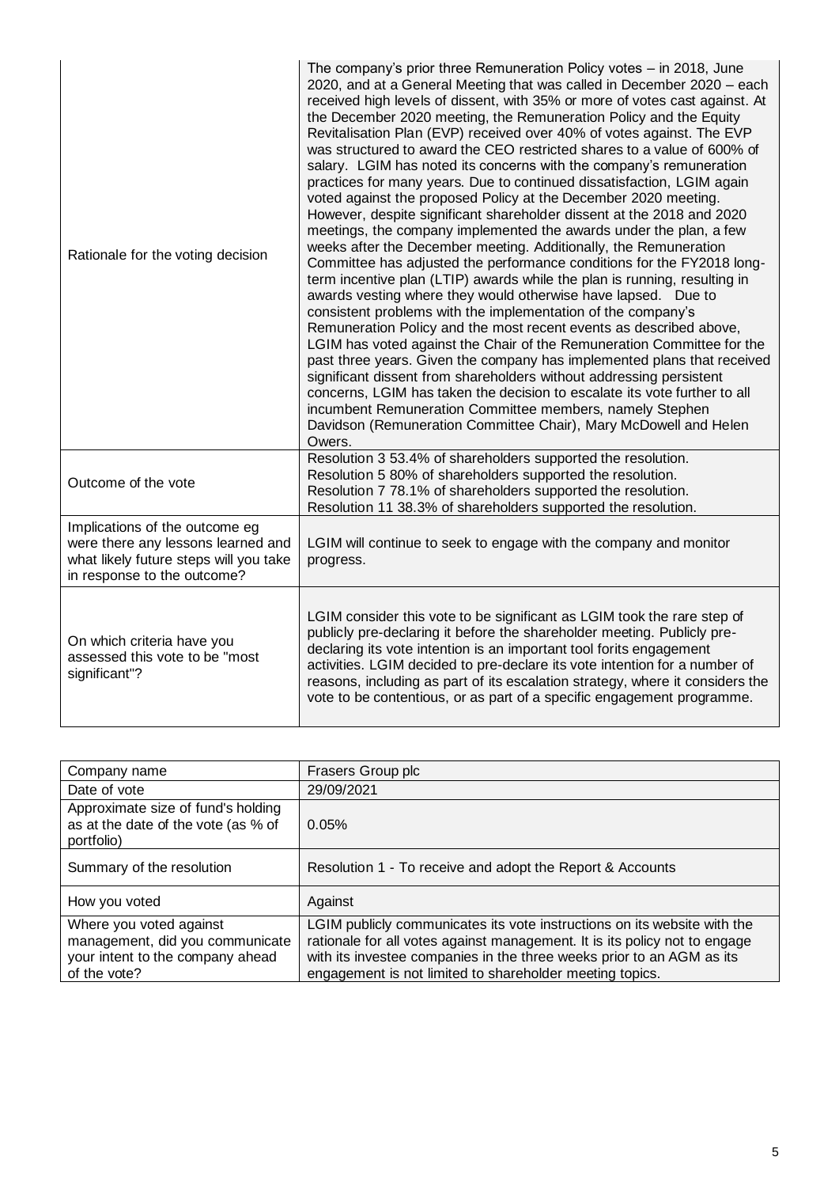| | |
|---|---|
| Rationale for the voting decision | The company's prior three Remuneration Policy votes – in 2018, June 2020, and at a General Meeting that was called in December 2020 – each received high levels of dissent, with 35% or more of votes cast against. At the December 2020 meeting, the Remuneration Policy and the Equity Revitalisation Plan (EVP) received over 40% of votes against. The EVP was structured to award the CEO restricted shares to a value of 600% of salary. LGIM has noted its concerns with the company's remuneration practices for many years. Due to continued dissatisfaction, LGIM again voted against the proposed Policy at the December 2020 meeting. However, despite significant shareholder dissent at the 2018 and 2020 meetings, the company implemented the awards under the plan, a few weeks after the December meeting. Additionally, the Remuneration Committee has adjusted the performance conditions for the FY2018 long-term incentive plan (LTIP) awards while the plan is running, resulting in awards vesting where they would otherwise have lapsed. Due to consistent problems with the implementation of the company's Remuneration Policy and the most recent events as described above, LGIM has voted against the Chair of the Remuneration Committee for the past three years. Given the company has implemented plans that received significant dissent from shareholders without addressing persistent concerns, LGIM has taken the decision to escalate its vote further to all incumbent Remuneration Committee members, namely Stephen Davidson (Remuneration Committee Chair), Mary McDowell and Helen Owers. |
| Outcome of the vote | Resolution 3 53.4% of shareholders supported the resolution.<br>Resolution 5 80% of shareholders supported the resolution.<br>Resolution 7 78.1% of shareholders supported the resolution.<br>Resolution 11 38.3% of shareholders supported the resolution. |
| Implications of the outcome eg were there any lessons learned and what likely future steps will you take in response to the outcome? | LGIM will continue to seek to engage with the company and monitor progress. |
| On which criteria have you assessed this vote to be "most significant"? | LGIM consider this vote to be significant as LGIM took the rare step of publicly pre-declaring it before the shareholder meeting. Publicly pre-declaring its vote intention is an important tool forits engagement activities. LGIM decided to pre-declare its vote intention for a number of reasons, including as part of its escalation strategy, where it considers the vote to be contentious, or as part of a specific engagement programme. |

| Company name | Frasers Group plc |
|---|---|
| Date of vote | 29/09/2021 |
| Approximate size of fund's holding as at the date of the vote (as % of portfolio) | 0.05% |
| Summary of the resolution | Resolution 1 - To receive and adopt the Report & Accounts |
| How you voted | Against |
| Where you voted against management, did you communicate your intent to the company ahead of the vote? | LGIM publicly communicates its vote instructions on its website with the rationale for all votes against management. It is its policy not to engage with its investee companies in the three weeks prior to an AGM as its engagement is not limited to shareholder meeting topics. |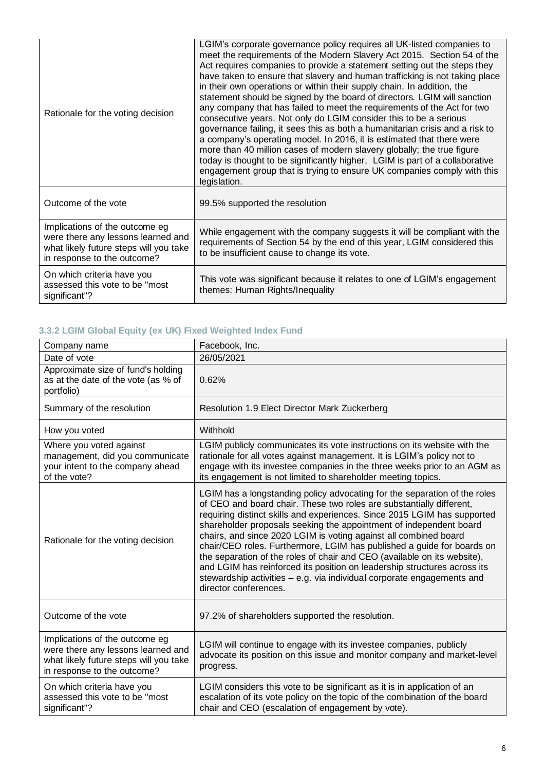| | |
|---|---|
| Rationale for the voting decision | LGIM's corporate governance policy requires all UK-listed companies to meet the requirements of the Modern Slavery Act 2015. Section 54 of the Act requires companies to provide a statement setting out the steps they have taken to ensure that slavery and human trafficking is not taking place in their own operations or within their supply chain. In addition, the statement should be signed by the board of directors. LGIM will sanction any company that has failed to meet the requirements of the Act for two consecutive years. Not only do LGIM consider this to be a serious governance failing, it sees this as both a humanitarian crisis and a risk to a company's operating model. In 2016, it is estimated that there were more than 40 million cases of modern slavery globally; the true figure today is thought to be significantly higher, LGIM is part of a collaborative engagement group that is trying to ensure UK companies comply with this legislation. |
| Outcome of the vote | 99.5% supported the resolution |
| Implications of the outcome eg were there any lessons learned and what likely future steps will you take in response to the outcome? | While engagement with the company suggests it will be compliant with the requirements of Section 54 by the end of this year, LGIM considered this to be insufficient cause to change its vote. |
| On which criteria have you assessed this vote to be "most significant"? | This vote was significant because it relates to one of LGIM's engagement themes: Human Rights/Inequality |

### 3.3.2 LGIM Global Equity (ex UK) Fixed Weighted Index Fund

| Company name | Facebook, Inc. |
|---|---|
| Date of vote | 26/05/2021 |
| Approximate size of fund's holding as at the date of the vote (as % of portfolio) | 0.62% |
| Summary of the resolution | Resolution 1.9 Elect Director Mark Zuckerberg |
| How you voted | Withhold |
| Where you voted against management, did you communicate your intent to the company ahead of the vote? | LGIM publicly communicates its vote instructions on its website with the rationale for all votes against management. It is LGIM's policy not to engage with its investee companies in the three weeks prior to an AGM as its engagement is not limited to shareholder meeting topics. |
| Rationale for the voting decision | LGIM has a longstanding policy advocating for the separation of the roles of CEO and board chair. These two roles are substantially different, requiring distinct skills and experiences. Since 2015 LGIM has supported shareholder proposals seeking the appointment of independent board chairs, and since 2020 LGIM is voting against all combined board chair/CEO roles. Furthermore, LGIM has published a guide for boards on the separation of the roles of chair and CEO (available on its website), and LGIM has reinforced its position on leadership structures across its stewardship activities – e.g. via individual corporate engagements and director conferences. |
| Outcome of the vote | 97.2% of shareholders supported the resolution. |
| Implications of the outcome eg were there any lessons learned and what likely future steps will you take in response to the outcome? | LGIM will continue to engage with its investee companies, publicly advocate its position on this issue and monitor company and market-level progress. |
| On which criteria have you assessed this vote to be "most significant"? | LGIM considers this vote to be significant as it is in application of an escalation of its vote policy on the topic of the combination of the board chair and CEO (escalation of engagement by vote). |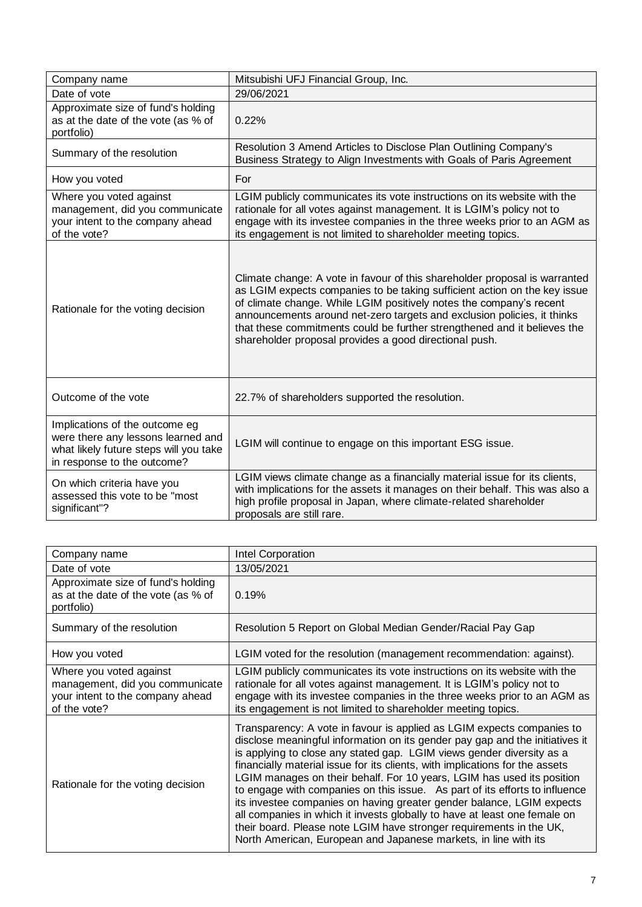| Company name | Mitsubishi UFJ Financial Group, Inc. |
|---|---|
| Date of vote | 29/06/2021 |
| Approximate size of fund's holding as at the date of the vote (as % of portfolio) | 0.22% |
| Summary of the resolution | Resolution 3 Amend Articles to Disclose Plan Outlining Company's Business Strategy to Align Investments with Goals of Paris Agreement |
| How you voted | For |
| Where you voted against management, did you communicate your intent to the company ahead of the vote? | LGIM publicly communicates its vote instructions on its website with the rationale for all votes against management. It is LGIM's policy not to engage with its investee companies in the three weeks prior to an AGM as its engagement is not limited to shareholder meeting topics. |
| Rationale for the voting decision | Climate change: A vote in favour of this shareholder proposal is warranted as LGIM expects companies to be taking sufficient action on the key issue of climate change. While LGIM positively notes the company's recent announcements around net-zero targets and exclusion policies, it thinks that these commitments could be further strengthened and it believes the shareholder proposal provides a good directional push. |
| Outcome of the vote | 22.7% of shareholders supported the resolution. |
| Implications of the outcome eg were there any lessons learned and what likely future steps will you take in response to the outcome? | LGIM will continue to engage on this important ESG issue. |
| On which criteria have you assessed this vote to be "most significant"? | LGIM views climate change as a financially material issue for its clients, with implications for the assets it manages on their behalf. This was also a high profile proposal in Japan, where climate-related shareholder proposals are still rare. |

| Company name | Intel Corporation |
|---|---|
| Date of vote | 13/05/2021 |
| Approximate size of fund's holding as at the date of the vote (as % of portfolio) | 0.19% |
| Summary of the resolution | Resolution 5 Report on Global Median Gender/Racial Pay Gap |
| How you voted | LGIM voted for the resolution (management recommendation: against). |
| Where you voted against management, did you communicate your intent to the company ahead of the vote? | LGIM publicly communicates its vote instructions on its website with the rationale for all votes against management. It is LGIM's policy not to engage with its investee companies in the three weeks prior to an AGM as its engagement is not limited to shareholder meeting topics. |
| Rationale for the voting decision | Transparency: A vote in favour is applied as LGIM expects companies to disclose meaningful information on its gender pay gap and the initiatives it is applying to close any stated gap. LGIM views gender diversity as a financially material issue for its clients, with implications for the assets LGIM manages on their behalf. For 10 years, LGIM has used its position to engage with companies on this issue. As part of its efforts to influence its investee companies on having greater gender balance, LGIM expects all companies in which it invests globally to have at least one female on their board. Please note LGIM have stronger requirements in the UK, North American, European and Japanese markets, in line with its |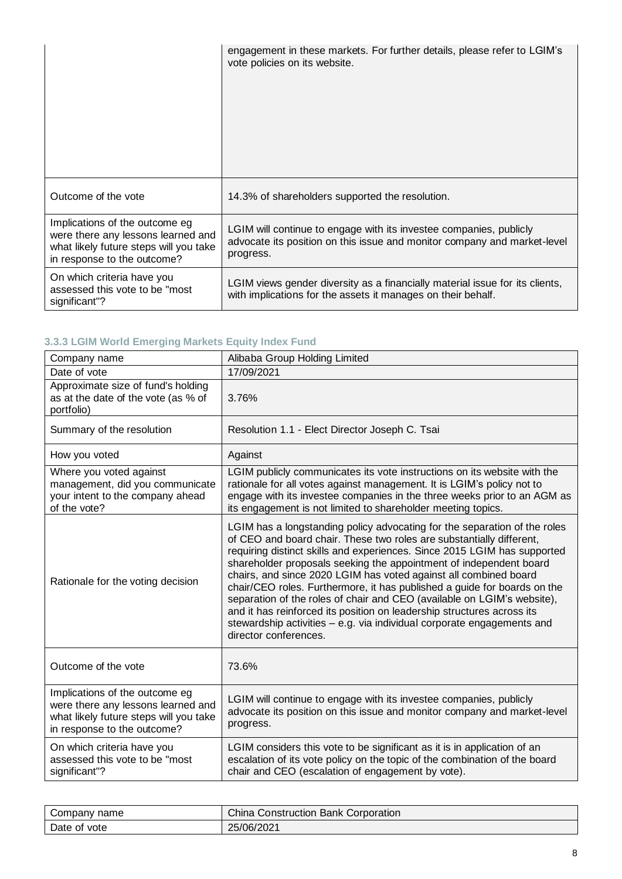| | |
|---|---|
| | engagement in these markets. For further details, please refer to LGIM's vote policies on its website. |
| Outcome of the vote | 14.3% of shareholders supported the resolution. |
| Implications of the outcome eg were there any lessons learned and what likely future steps will you take in response to the outcome? | LGIM will continue to engage with its investee companies, publicly advocate its position on this issue and monitor company and market-level progress. |
| On which criteria have you assessed this vote to be "most significant"? | LGIM views gender diversity as a financially material issue for its clients, with implications for the assets it manages on their behalf. |

### 3.3.3 LGIM World Emerging Markets Equity Index Fund

| Company name | Alibaba Group Holding Limited |
|---|---|
| Date of vote | 17/09/2021 |
| Approximate size of fund's holding as at the date of the vote (as % of portfolio) | 3.76% |
| Summary of the resolution | Resolution 1.1 - Elect Director Joseph C. Tsai |
| How you voted | Against |
| Where you voted against management, did you communicate your intent to the company ahead of the vote? | LGIM publicly communicates its vote instructions on its website with the rationale for all votes against management. It is LGIM's policy not to engage with its investee companies in the three weeks prior to an AGM as its engagement is not limited to shareholder meeting topics. |
| Rationale for the voting decision | LGIM has a longstanding policy advocating for the separation of the roles of CEO and board chair. These two roles are substantially different, requiring distinct skills and experiences. Since 2015 LGIM has supported shareholder proposals seeking the appointment of independent board chairs, and since 2020 LGIM has voted against all combined board chair/CEO roles. Furthermore, it has published a guide for boards on the separation of the roles of chair and CEO (available on LGIM's website), and it has reinforced its position on leadership structures across its stewardship activities – e.g. via individual corporate engagements and director conferences. |
| Outcome of the vote | 73.6% |
| Implications of the outcome eg were there any lessons learned and what likely future steps will you take in response to the outcome? | LGIM will continue to engage with its investee companies, publicly advocate its position on this issue and monitor company and market-level progress. |
| On which criteria have you assessed this vote to be "most significant"? | LGIM considers this vote to be significant as it is in application of an escalation of its vote policy on the topic of the combination of the board chair and CEO (escalation of engagement by vote). |

| Company name | China Construction Bank Corporation |
|---|---|
| Date of vote | 25/06/2021 |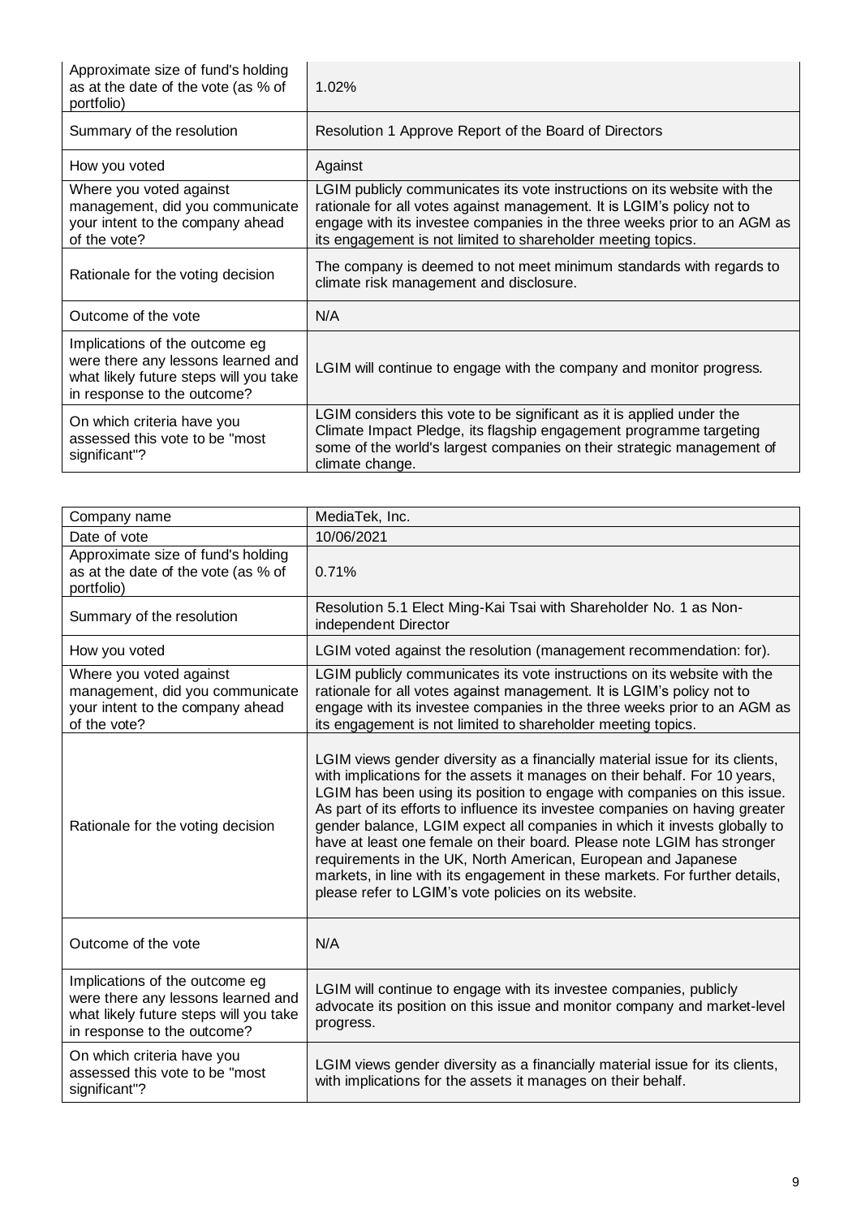| | |
|---|---|
| Approximate size of fund's holding as at the date of the vote (as % of portfolio) | 1.02% |
| Summary of the resolution | Resolution 1 Approve Report of the Board of Directors |
| How you voted | Against |
| Where you voted against management, did you communicate your intent to the company ahead of the vote? | LGIM publicly communicates its vote instructions on its website with the rationale for all votes against management. It is LGIM's policy not to engage with its investee companies in the three weeks prior to an AGM as its engagement is not limited to shareholder meeting topics. |
| Rationale for the voting decision | The company is deemed to not meet minimum standards with regards to climate risk management and disclosure. |
| Outcome of the vote | N/A |
| Implications of the outcome eg were there any lessons learned and what likely future steps will you take in response to the outcome? | LGIM will continue to engage with the company and monitor progress. |
| On which criteria have you assessed this vote to be "most significant"? | LGIM considers this vote to be significant as it is applied under the Climate Impact Pledge, its flagship engagement programme targeting some of the world's largest companies on their strategic management of climate change. |

| | |
|---|---|
| Company name | MediaTek, Inc. |
| Date of vote | 10/06/2021 |
| Approximate size of fund's holding as at the date of the vote (as % of portfolio) | 0.71% |
| Summary of the resolution | Resolution 5.1 Elect Ming-Kai Tsai with Shareholder No. 1 as Non-independent Director |
| How you voted | LGIM voted against the resolution (management recommendation: for). |
| Where you voted against management, did you communicate your intent to the company ahead of the vote? | LGIM publicly communicates its vote instructions on its website with the rationale for all votes against management. It is LGIM's policy not to engage with its investee companies in the three weeks prior to an AGM as its engagement is not limited to shareholder meeting topics. |
| Rationale for the voting decision | LGIM views gender diversity as a financially material issue for its clients, with implications for the assets it manages on their behalf. For 10 years, LGIM has been using its position to engage with companies on this issue. As part of its efforts to influence its investee companies on having greater gender balance, LGIM expect all companies in which it invests globally to have at least one female on their board. Please note LGIM has stronger requirements in the UK, North American, European and Japanese markets, in line with its engagement in these markets. For further details, please refer to LGIM's vote policies on its website. |
| Outcome of the vote | N/A |
| Implications of the outcome eg were there any lessons learned and what likely future steps will you take in response to the outcome? | LGIM will continue to engage with its investee companies, publicly advocate its position on this issue and monitor company and market-level progress. |
| On which criteria have you assessed this vote to be "most significant"? | LGIM views gender diversity as a financially material issue for its clients, with implications for the assets it manages on their behalf. |